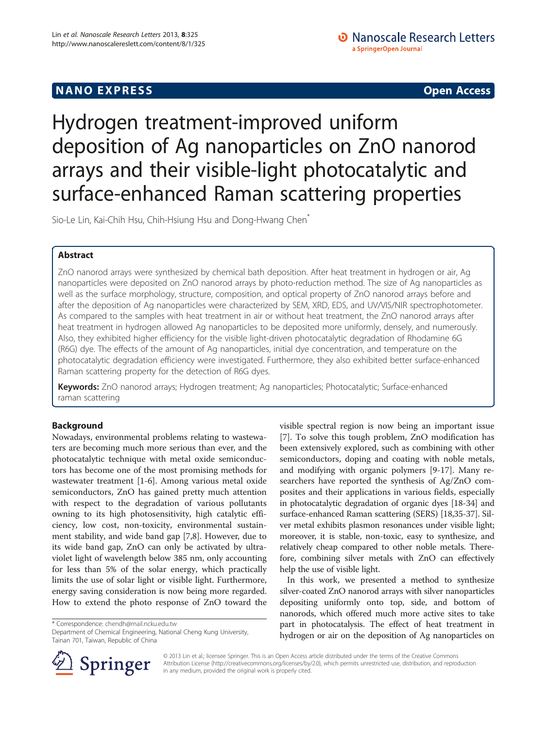NANO EXPRESS **Open Access**

# Hydrogen treatment-improved uniform deposition of Ag nanoparticles on ZnO nanorod arrays and their visible-light photocatalytic and surface-enhanced Raman scattering properties

Sio-Le Lin, Kai-Chih Hsu, Chih-Hsiung Hsu and Dong-Hwang Chen*

## Abstract

ZnO nanorod arrays were synthesized by chemical bath deposition. After heat treatment in hydrogen or air, Ag nanoparticles were deposited on ZnO nanorod arrays by photo-reduction method. The size of Ag nanoparticles as well as the surface morphology, structure, composition, and optical property of ZnO nanorod arrays before and after the deposition of Ag nanoparticles were characterized by SEM, XRD, EDS, and UV/VIS/NIR spectrophotometer. As compared to the samples with heat treatment in air or without heat treatment, the ZnO nanorod arrays after heat treatment in hydrogen allowed Ag nanoparticles to be deposited more uniformly, densely, and numerously. Also, they exhibited higher efficiency for the visible light-driven photocatalytic degradation of Rhodamine 6G (R6G) dye. The effects of the amount of Ag nanoparticles, initial dye concentration, and temperature on the photocatalytic degradation efficiency were investigated. Furthermore, they also exhibited better surface-enhanced Raman scattering property for the detection of R6G dyes.

**Keywords:** ZnO nanorod arrays; Hydrogen treatment; Ag nanoparticles; Photocatalytic; Surface-enhanced raman scattering

## Background

Nowadays, environmental problems relating to wastewaters are becoming much more serious than ever, and the photocatalytic technique with metal oxide semiconductors has become one of the most promising methods for wastewater treatment [1-6]. Among various metal oxide semiconductors, ZnO has gained pretty much attention with respect to the degradation of various pollutants owning to its high photosensitivity, high catalytic efficiency, low cost, non-toxicity, environmental sustainment stability, and wide band gap [7,8]. However, due to its wide band gap, ZnO can only be activated by ultraviolet light of wavelength below 385 nm, only accounting for less than 5% of the solar energy, which practically limits the use of solar light or visible light. Furthermore, energy saving consideration is now being more regarded. How to extend the photo response of ZnO toward the visible spectral region is now being an important issue [7]. To solve this tough problem, ZnO modification has been extensively explored, such as combining with other semiconductors, doping and coating with noble metals, and modifying with organic polymers [9-17]. Many researchers have reported the synthesis of Ag/ZnO composites and their applications in various fields, especially in photocatalytic degradation of organic dyes [18-34] and surface-enhanced Raman scattering (SERS) [18,35-37]. Silver metal exhibits plasmon resonances under visible light; moreover, it is stable, non-toxic, easy to synthesize, and relatively cheap compared to other noble metals. Therefore, combining silver metals with ZnO can effectively help the use of visible light.

In this work, we presented a method to synthesize silver-coated ZnO nanorod arrays with silver nanoparticles depositing uniformly onto top, side, and bottom of nanorods, which offered much more active sites to take part in photocatalysis. The effect of heat treatment in hydrogen or air on the deposition of Ag nanoparticles on

\* Correspondence: chendh@mail.ncku.edu.tw
Department of Chemical Engineering, National Cheng Kung University, Tainan 701, Taiwan, Republic of China

© 2013 Lin et al.; licensee Springer. This is an Open Access article distributed under the terms of the Creative Commons Attribution License (http://creativecommons.org/licenses/by/2.0), which permits unrestricted use, distribution, and reproduction in any medium, provided the original work is properly cited.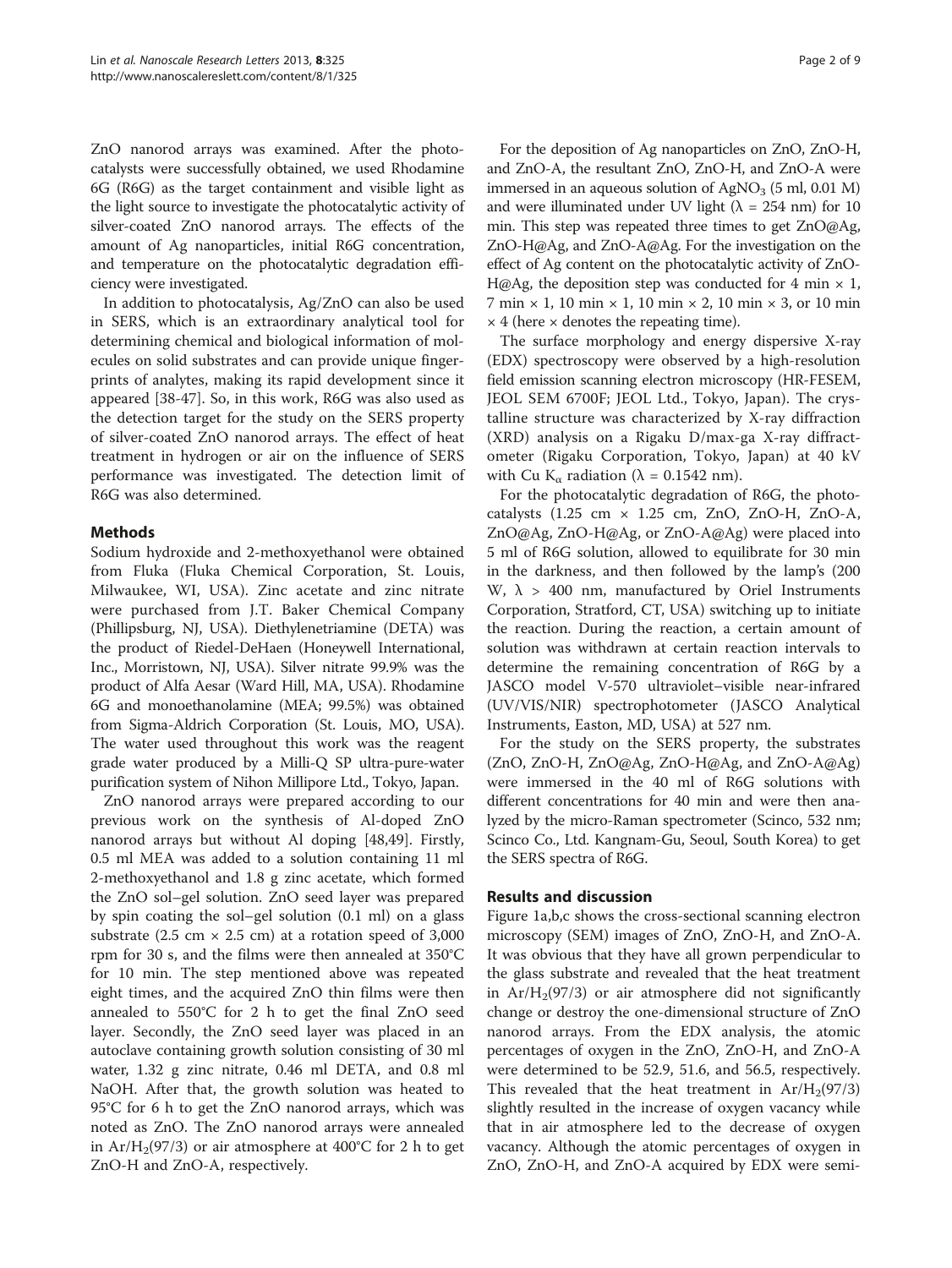ZnO nanorod arrays was examined. After the photocatalysts were successfully obtained, we used Rhodamine 6G (R6G) as the target containment and visible light as the light source to investigate the photocatalytic activity of silver-coated ZnO nanorod arrays. The effects of the amount of Ag nanoparticles, initial R6G concentration, and temperature on the photocatalytic degradation efficiency were investigated.

In addition to photocatalysis, Ag/ZnO can also be used in SERS, which is an extraordinary analytical tool for determining chemical and biological information of molecules on solid substrates and can provide unique fingerprints of analytes, making its rapid development since it appeared [38-47]. So, in this work, R6G was also used as the detection target for the study on the SERS property of silver-coated ZnO nanorod arrays. The effect of heat treatment in hydrogen or air on the influence of SERS performance was investigated. The detection limit of R6G was also determined.

## Methods

Sodium hydroxide and 2-methoxyethanol were obtained from Fluka (Fluka Chemical Corporation, St. Louis, Milwaukee, WI, USA). Zinc acetate and zinc nitrate were purchased from J.T. Baker Chemical Company (Phillipsburg, NJ, USA). Diethylenetriamine (DETA) was the product of Riedel-DeHaen (Honeywell International, Inc., Morristown, NJ, USA). Silver nitrate 99.9% was the product of Alfa Aesar (Ward Hill, MA, USA). Rhodamine 6G and monoethanolamine (MEA; 99.5%) was obtained from Sigma-Aldrich Corporation (St. Louis, MO, USA). The water used throughout this work was the reagent grade water produced by a Milli-Q SP ultra-pure-water purification system of Nihon Millipore Ltd., Tokyo, Japan.

ZnO nanorod arrays were prepared according to our previous work on the synthesis of Al-doped ZnO nanorod arrays but without Al doping [48,49]. Firstly, 0.5 ml MEA was added to a solution containing 11 ml 2-methoxyethanol and 1.8 g zinc acetate, which formed the ZnO sol–gel solution. ZnO seed layer was prepared by spin coating the sol–gel solution (0.1 ml) on a glass substrate (2.5 cm × 2.5 cm) at a rotation speed of 3,000 rpm for 30 s, and the films were then annealed at 350°C for 10 min. The step mentioned above was repeated eight times, and the acquired ZnO thin films were then annealed to 550°C for 2 h to get the final ZnO seed layer. Secondly, the ZnO seed layer was placed in an autoclave containing growth solution consisting of 30 ml water, 1.32 g zinc nitrate, 0.46 ml DETA, and 0.8 ml NaOH. After that, the growth solution was heated to 95°C for 6 h to get the ZnO nanorod arrays, which was noted as ZnO. The ZnO nanorod arrays were annealed in $Ar/H_2$(97/3) or air atmosphere at 400°C for 2 h to get ZnO-H and ZnO-A, respectively.

For the deposition of Ag nanoparticles on ZnO, ZnO-H, and ZnO-A, the resultant ZnO, ZnO-H, and ZnO-A were immersed in an aqueous solution of $AgNO_3$ (5 ml, 0.01 M) and were illuminated under UV light ($\lambda$ = 254 nm) for 10 min. This step was repeated three times to get ZnO@Ag, ZnO-H@Ag, and ZnO-A@Ag. For the investigation on the effect of Ag content on the photocatalytic activity of ZnO-H@Ag, the deposition step was conducted for 4 min × 1, 7 min × 1, 10 min × 1, 10 min × 2, 10 min × 3, or 10 min × 4 (here × denotes the repeating time).

The surface morphology and energy dispersive X-ray (EDX) spectroscopy were observed by a high-resolution field emission scanning electron microscopy (HR-FESEM, JEOL SEM 6700F; JEOL Ltd., Tokyo, Japan). The crystalline structure was characterized by X-ray diffraction (XRD) analysis on a Rigaku D/max-ga X-ray diffractometer (Rigaku Corporation, Tokyo, Japan) at 40 kV with Cu $K_\alpha$ radiation ($\lambda$ = 0.1542 nm).

For the photocatalytic degradation of R6G, the photocatalysts (1.25 cm × 1.25 cm, ZnO, ZnO-H, ZnO-A, ZnO@Ag, ZnO-H@Ag, or ZnO-A@Ag) were placed into 5 ml of R6G solution, allowed to equilibrate for 30 min in the darkness, and then followed by the lamp's (200 W, $\lambda$ > 400 nm, manufactured by Oriel Instruments Corporation, Stratford, CT, USA) switching up to initiate the reaction. During the reaction, a certain amount of solution was withdrawn at certain reaction intervals to determine the remaining concentration of R6G by a JASCO model V-570 ultraviolet–visible near-infrared (UV/VIS/NIR) spectrophotometer (JASCO Analytical Instruments, Easton, MD, USA) at 527 nm.

For the study on the SERS property, the substrates (ZnO, ZnO-H, ZnO@Ag, ZnO-H@Ag, and ZnO-A@Ag) were immersed in the 40 ml of R6G solutions with different concentrations for 40 min and were then analyzed by the micro-Raman spectrometer (Scinco, 532 nm; Scinco Co., Ltd. Kangnam-Gu, Seoul, South Korea) to get the SERS spectra of R6G.

## Results and discussion

Figure 1a,b,c shows the cross-sectional scanning electron microscopy (SEM) images of ZnO, ZnO-H, and ZnO-A. It was obvious that they have all grown perpendicular to the glass substrate and revealed that the heat treatment in $Ar/H_2$(97/3) or air atmosphere did not significantly change or destroy the one-dimensional structure of ZnO nanorod arrays. From the EDX analysis, the atomic percentages of oxygen in the ZnO, ZnO-H, and ZnO-A were determined to be 52.9, 51.6, and 56.5, respectively. This revealed that the heat treatment in $Ar/H_2$(97/3) slightly resulted in the increase of oxygen vacancy while that in air atmosphere led to the decrease of oxygen vacancy. Although the atomic percentages of oxygen in ZnO, ZnO-H, and ZnO-A acquired by EDX were semi-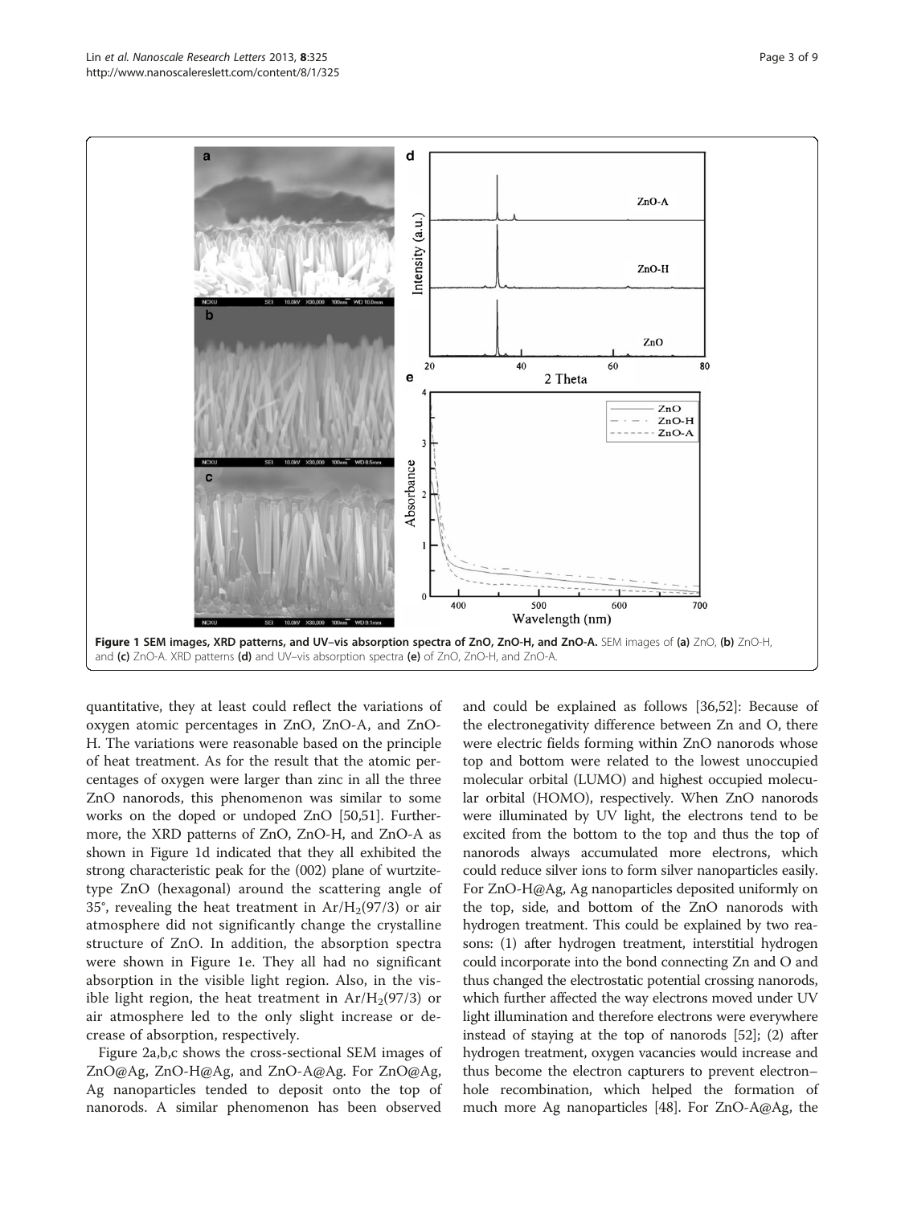**Figure 1 SEM images, XRD patterns, and UV–vis absorption spectra of ZnO, ZnO-H, and ZnO-A.** SEM images of **(a)** ZnO, **(b)** ZnO-H, and **(c)** ZnO-A. XRD patterns **(d)** and UV–vis absorption spectra **(e)** of ZnO, ZnO-H, and ZnO-A.

quantitative, they at least could reflect the variations of oxygen atomic percentages in ZnO, ZnO-A, and ZnO-H. The variations were reasonable based on the principle of heat treatment. As for the result that the atomic percentages of oxygen were larger than zinc in all the three ZnO nanorods, this phenomenon was similar to some works on the doped or undoped ZnO [50,51]. Furthermore, the XRD patterns of ZnO, ZnO-H, and ZnO-A as shown in Figure 1d indicated that they all exhibited the strong characteristic peak for the (002) plane of wurtzite-type ZnO (hexagonal) around the scattering angle of 35°, revealing the heat treatment in $Ar/H_2$(97/3) or air atmosphere did not significantly change the crystalline structure of ZnO. In addition, the absorption spectra were shown in Figure 1e. They all had no significant absorption in the visible light region. Also, in the visible light region, the heat treatment in $Ar/H_2$(97/3) or air atmosphere led to the only slight increase or decrease of absorption, respectively.

Figure 2a,b,c shows the cross-sectional SEM images of ZnO@Ag, ZnO-H@Ag, and ZnO-A@Ag. For ZnO@Ag, Ag nanoparticles tended to deposit onto the top of nanorods. A similar phenomenon has been observed and could be explained as follows [36,52]: Because of the electronegativity difference between Zn and O, there were electric fields forming within ZnO nanorods whose top and bottom were related to the lowest unoccupied molecular orbital (LUMO) and highest occupied molecular orbital (HOMO), respectively. When ZnO nanorods were illuminated by UV light, the electrons tend to be excited from the bottom to the top and thus the top of nanorods always accumulated more electrons, which could reduce silver ions to form silver nanoparticles easily. For ZnO-H@Ag, Ag nanoparticles deposited uniformly on the top, side, and bottom of the ZnO nanorods with hydrogen treatment. This could be explained by two reasons: (1) after hydrogen treatment, interstitial hydrogen could incorporate into the bond connecting Zn and O and thus changed the electrostatic potential crossing nanorods, which further affected the way electrons moved under UV light illumination and therefore electrons were everywhere instead of staying at the top of nanorods [52]; (2) after hydrogen treatment, oxygen vacancies would increase and thus become the electron capturers to prevent electron–hole recombination, which helped the formation of much more Ag nanoparticles [48]. For ZnO-A@Ag, the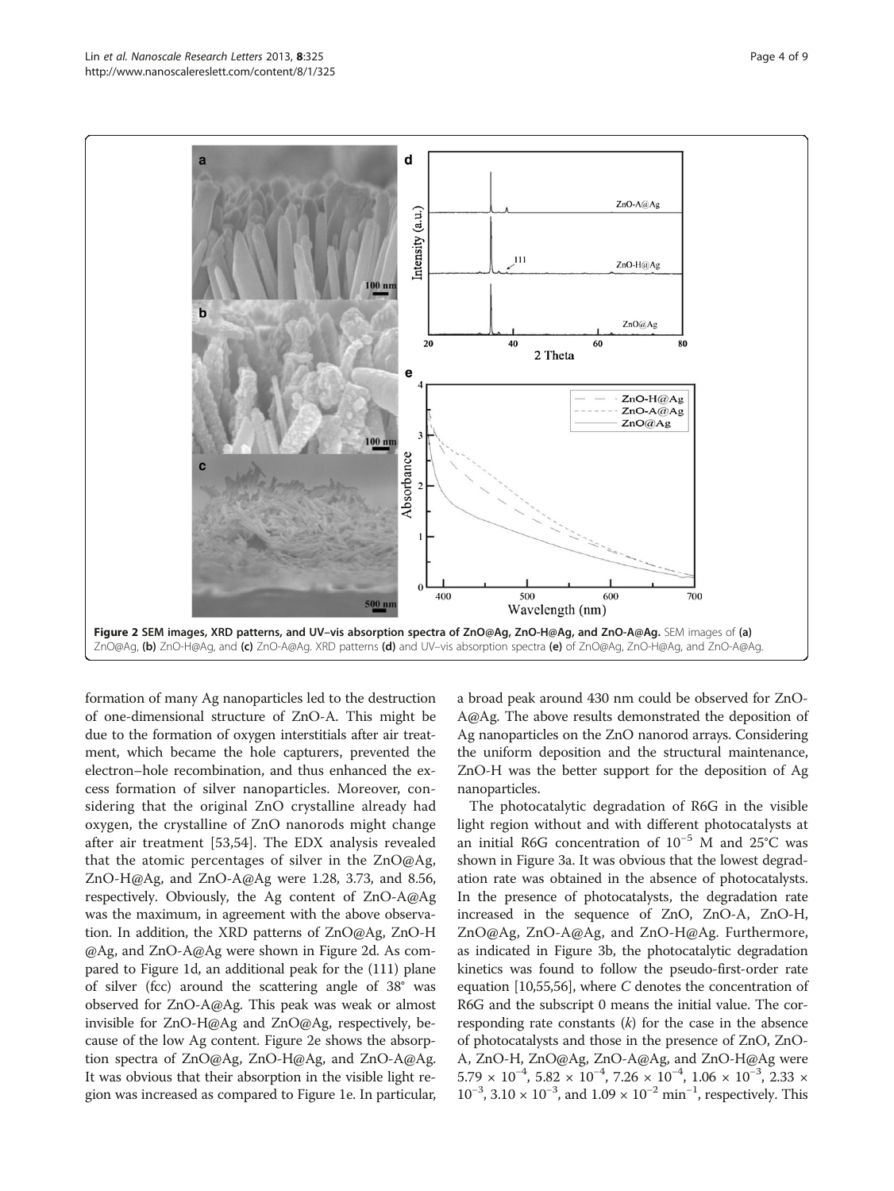Figure 2 SEM images, XRD patterns, and UV–vis absorption spectra of ZnO@Ag, ZnO-H@Ag, and ZnO-A@Ag. SEM images of (a) ZnO@Ag, (b) ZnO-H@Ag, and (c) ZnO-A@Ag. XRD patterns (d) and UV–vis absorption spectra (e) of ZnO@Ag, ZnO-H@Ag, and ZnO-A@Ag.

formation of many Ag nanoparticles led to the destruction of one-dimensional structure of ZnO-A. This might be due to the formation of oxygen interstitials after air treatment, which became the hole capturers, prevented the electron–hole recombination, and thus enhanced the excess formation of silver nanoparticles. Moreover, considering that the original ZnO crystalline already had oxygen, the crystalline of ZnO nanorods might change after air treatment [53,54]. The EDX analysis revealed that the atomic percentages of silver in the ZnO@Ag, ZnO-H@Ag, and ZnO-A@Ag were 1.28, 3.73, and 8.56, respectively. Obviously, the Ag content of ZnO-A@Ag was the maximum, in agreement with the above observation. In addition, the XRD patterns of ZnO@Ag, ZnO-H @Ag, and ZnO-A@Ag were shown in Figure 2d. As compared to Figure 1d, an additional peak for the (111) plane of silver (fcc) around the scattering angle of 38° was observed for ZnO-A@Ag. This peak was weak or almost invisible for ZnO-H@Ag and ZnO@Ag, respectively, because of the low Ag content. Figure 2e shows the absorption spectra of ZnO@Ag, ZnO-H@Ag, and ZnO-A@Ag. It was obvious that their absorption in the visible light region was increased as compared to Figure 1e. In particular, a broad peak around 430 nm could be observed for ZnO-A@Ag. The above results demonstrated the deposition of Ag nanoparticles on the ZnO nanorod arrays. Considering the uniform deposition and the structural maintenance, ZnO-H was the better support for the deposition of Ag nanoparticles.

The photocatalytic degradation of R6G in the visible light region without and with different photocatalysts at an initial R6G concentration of $10^{-5}$ M and 25°C was shown in Figure 3a. It was obvious that the lowest degradation rate was obtained in the absence of photocatalysts. In the presence of photocatalysts, the degradation rate increased in the sequence of ZnO, ZnO-A, ZnO-H, ZnO@Ag, ZnO-A@Ag, and ZnO-H@Ag. Furthermore, as indicated in Figure 3b, the photocatalytic degradation kinetics was found to follow the pseudo-first-order rate equation [10,55,56], where $C$ denotes the concentration of R6G and the subscript 0 means the initial value. The corresponding rate constants ($k$) for the case in the absence of photocatalysts and those in the presence of ZnO, ZnO-A, ZnO-H, ZnO@Ag, ZnO-A@Ag, and ZnO-H@Ag were $5.79 \times 10^{-4}$, $5.82 \times 10^{-4}$, $7.26 \times 10^{-4}$, $1.06 \times 10^{-3}$, $2.33 \times 10^{-3}$, $3.10 \times 10^{-3}$, and $1.09 \times 10^{-2}$ $min^{-1}$, respectively. This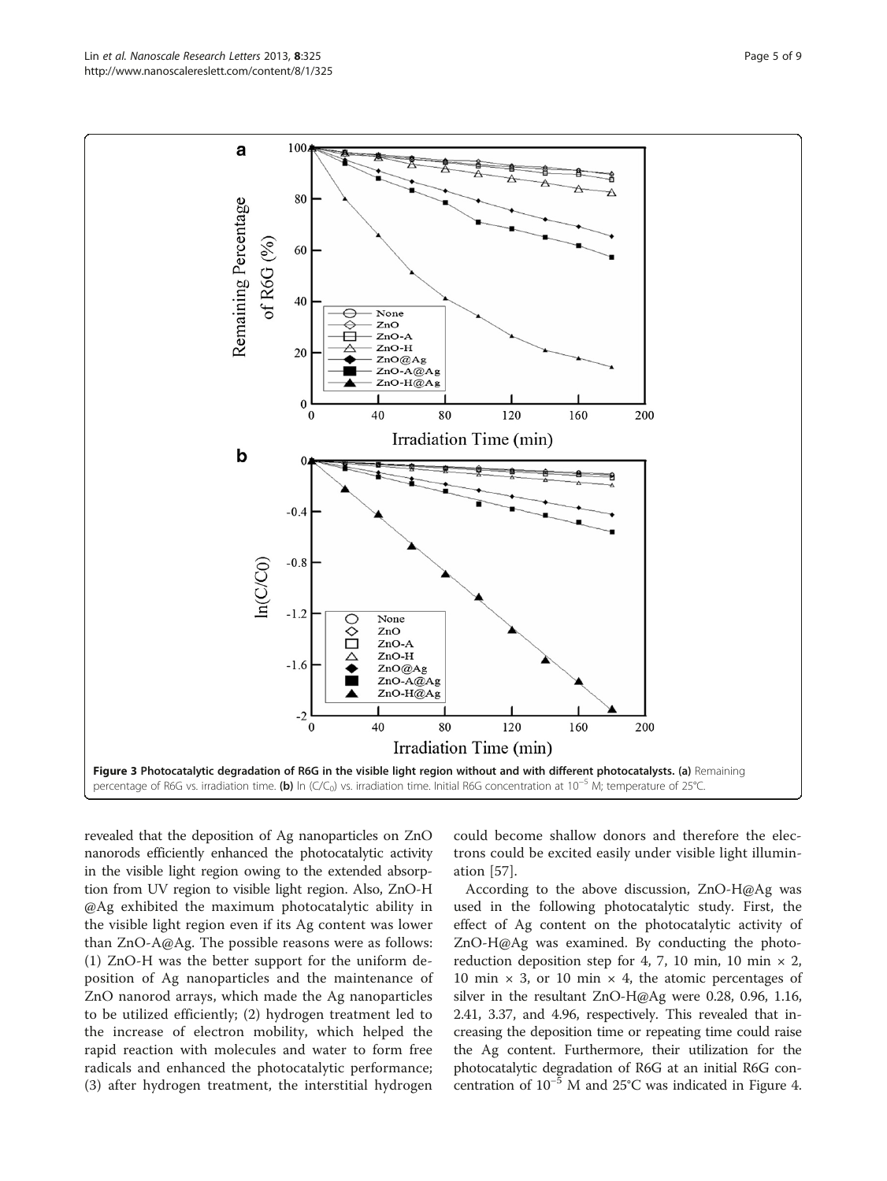Figure 3 Photocatalytic degradation of R6G in the visible light region without and with different photocatalysts. (a) Remaining percentage of R6G vs. irradiation time. (b) ln ($C/C_0$) vs. irradiation time. Initial R6G concentration at $10^{-5}$ M; temperature of 25°C.

revealed that the deposition of Ag nanoparticles on ZnO nanorods efficiently enhanced the photocatalytic activity in the visible light region owing to the extended absorption from UV region to visible light region. Also, ZnO-H @Ag exhibited the maximum photocatalytic ability in the visible light region even if its Ag content was lower than ZnO-A@Ag. The possible reasons were as follows: (1) ZnO-H was the better support for the uniform deposition of Ag nanoparticles and the maintenance of ZnO nanorod arrays, which made the Ag nanoparticles to be utilized efficiently; (2) hydrogen treatment led to the increase of electron mobility, which helped the rapid reaction with molecules and water to form free radicals and enhanced the photocatalytic performance; (3) after hydrogen treatment, the interstitial hydrogen could become shallow donors and therefore the electrons could be excited easily under visible light illumination [57].

According to the above discussion, ZnO-H@Ag was used in the following photocatalytic study. First, the effect of Ag content on the photocatalytic activity of ZnO-H@Ag was examined. By conducting the photoreduction deposition step for 4, 7, 10 min, 10 min × 2, 10 min × 3, or 10 min × 4, the atomic percentages of silver in the resultant ZnO-H@Ag were 0.28, 0.96, 1.16, 2.41, 3.37, and 4.96, respectively. This revealed that increasing the deposition time or repeating time could raise the Ag content. Furthermore, their utilization for the photocatalytic degradation of R6G at an initial R6G concentration of $10^{-5}$ M and 25°C was indicated in Figure 4.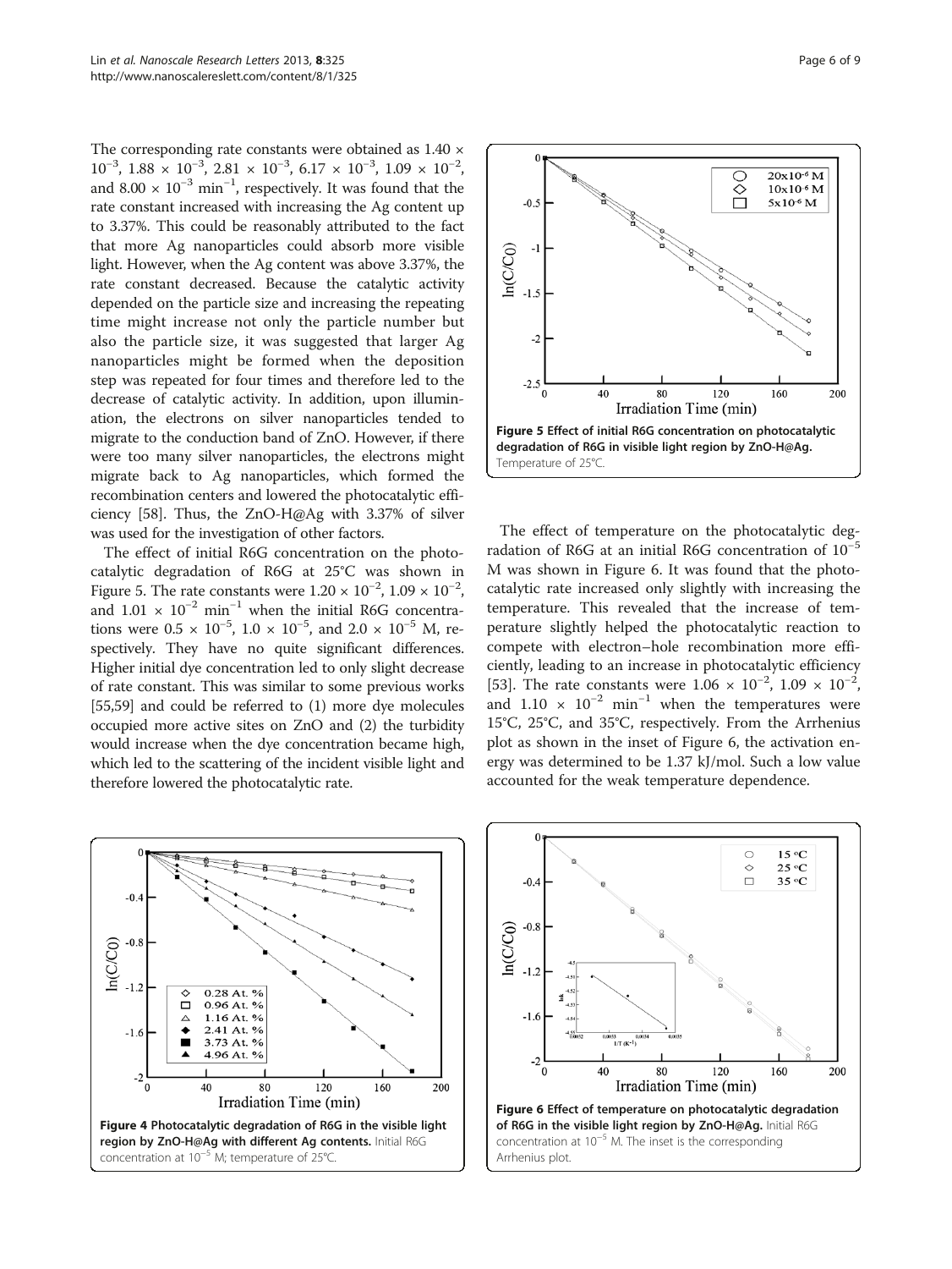The corresponding rate constants were obtained as $1.40 \times 10^{-3}$, $1.88 \times 10^{-3}$, $2.81 \times 10^{-3}$, $6.17 \times 10^{-3}$, $1.09 \times 10^{-2}$, and $8.00 \times 10^{-3}$ min$^{-1}$, respectively. It was found that the rate constant increased with increasing the Ag content up to 3.37%. This could be reasonably attributed to the fact that more Ag nanoparticles could absorb more visible light. However, when the Ag content was above 3.37%, the rate constant decreased. Because the catalytic activity depended on the particle size and increasing the repeating time might increase not only the particle number but also the particle size, it was suggested that larger Ag nanoparticles might be formed when the deposition step was repeated for four times and therefore led to the decrease of catalytic activity. In addition, upon illumination, the electrons on silver nanoparticles tended to migrate to the conduction band of ZnO. However, if there were too many silver nanoparticles, the electrons might migrate back to Ag nanoparticles, which formed the recombination centers and lowered the photocatalytic efficiency [58]. Thus, the ZnO-H@Ag with 3.37% of silver was used for the investigation of other factors.

The effect of initial R6G concentration on the photocatalytic degradation of R6G at 25°C was shown in Figure 5. The rate constants were $1.20 \times 10^{-2}$, $1.09 \times 10^{-2}$, and $1.01 \times 10^{-2}$ min$^{-1}$ when the initial R6G concentrations were $0.5 \times 10^{-5}$, $1.0 \times 10^{-5}$, and $2.0 \times 10^{-5}$ M, respectively. They have no quite significant differences. Higher initial dye concentration led to only slight decrease of rate constant. This was similar to some previous works [55,59] and could be referred to (1) more dye molecules occupied more active sites on ZnO and (2) the turbidity would increase when the dye concentration became high, which led to the scattering of the incident visible light and therefore lowered the photocatalytic rate.

**Figure 5 Effect of initial R6G concentration on photocatalytic degradation of R6G in visible light region by ZnO-H@Ag.** Temperature of 25°C.

The effect of temperature on the photocatalytic degradation of R6G at an initial R6G concentration of $10^{-5}$ M was shown in Figure 6. It was found that the photocatalytic rate increased only slightly with increasing the temperature. This revealed that the increase of temperature slightly helped the photocatalytic reaction to compete with electron–hole recombination more efficiently, leading to an increase in photocatalytic efficiency [53]. The rate constants were $1.06 \times 10^{-2}$, $1.09 \times 10^{-2}$, and $1.10 \times 10^{-2}$ min$^{-1}$ when the temperatures were 15°C, 25°C, and 35°C, respectively. From the Arrhenius plot as shown in the inset of Figure 6, the activation energy was determined to be 1.37 kJ/mol. Such a low value accounted for the weak temperature dependence.

**Figure 4 Photocatalytic degradation of R6G in the visible light region by ZnO-H@Ag with different Ag contents.** Initial R6G concentration at $10^{-5}$ M; temperature of 25°C.

**Figure 6 Effect of temperature on photocatalytic degradation of R6G in the visible light region by ZnO-H@Ag.** Initial R6G concentration at $10^{-5}$ M. The inset is the corresponding Arrhenius plot.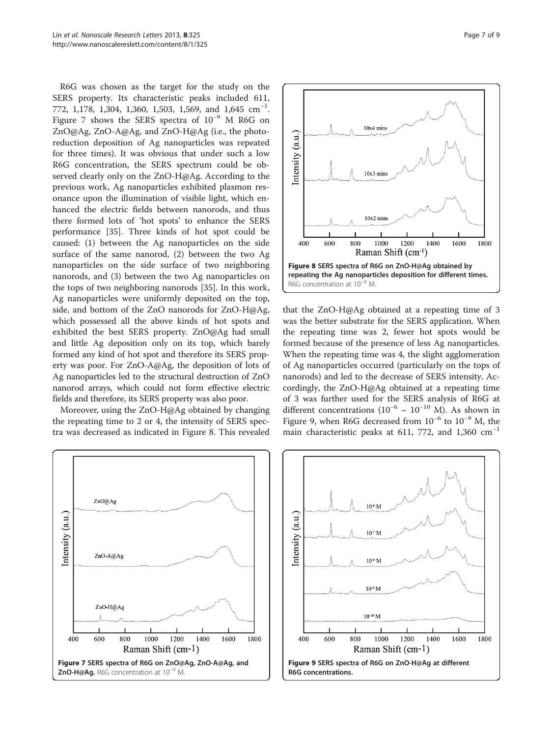R6G was chosen as the target for the study on the SERS property. Its characteristic peaks included 611, 772, 1,178, 1,304, 1,360, 1,503, 1,569, and 1,645 $cm^{-1}$. Figure 7 shows the SERS spectra of $10^{-9}$ M R6G on ZnO@Ag, ZnO-A@Ag, and ZnO-H@Ag (i.e., the photoreduction deposition of Ag nanoparticles was repeated for three times). It was obvious that under such a low R6G concentration, the SERS spectrum could be observed clearly only on the ZnO-H@Ag. According to the previous work, Ag nanoparticles exhibited plasmon resonance upon the illumination of visible light, which enhanced the electric fields between nanorods, and thus there formed lots of 'hot spots' to enhance the SERS performance [35]. Three kinds of hot spot could be caused: (1) between the Ag nanoparticles on the side surface of the same nanorod, (2) between the two Ag nanoparticles on the side surface of two neighboring nanorods, and (3) between the two Ag nanoparticles on the tops of two neighboring nanorods [35]. In this work, Ag nanoparticles were uniformly deposited on the top, side, and bottom of the ZnO nanorods for ZnO-H@Ag, which possessed all the above kinds of hot spots and exhibited the best SERS property. ZnO@Ag had small and little Ag deposition only on its top, which barely formed any kind of hot spot and therefore its SERS property was poor. For ZnO-A@Ag, the deposition of lots of Ag nanoparticles led to the structural destruction of ZnO nanorod arrays, which could not form effective electric fields and therefore, its SERS property was also poor.

Moreover, using the ZnO-H@Ag obtained by changing the repeating time to 2 or 4, the intensity of SERS spectra was decreased as indicated in Figure 8. This revealed that the ZnO-H@Ag obtained at a repeating time of 3 was the better substrate for the SERS application. When the repeating time was 2, fewer hot spots would be formed because of the presence of less Ag nanoparticles. When the repeating time was 4, the slight agglomeration of Ag nanoparticles occurred (particularly on the tops of nanorods) and led to the decrease of SERS intensity. Accordingly, the ZnO-H@Ag obtained at a repeating time of 3 was further used for the SERS analysis of R6G at different concentrations ($10^{-6} \sim 10^{-10}$ M). As shown in Figure 9, when R6G decreased from $10^{-6}$ to $10^{-9}$ M, the main characteristic peaks at 611, 772, and 1,360 $cm^{-1}$

**Figure 8 SERS spectra of R6G on ZnO-H@Ag obtained by repeating the Ag nanoparticles deposition for different times.** R6G concentration at $10^{-9}$ M.

**Figure 7 SERS spectra of R6G on ZnO@Ag, ZnO-A@Ag, and ZnO-H@Ag.** R6G concentration at $10^{-9}$ M.

**Figure 9 SERS spectra of R6G on ZnO-H@Ag at different R6G concentrations.**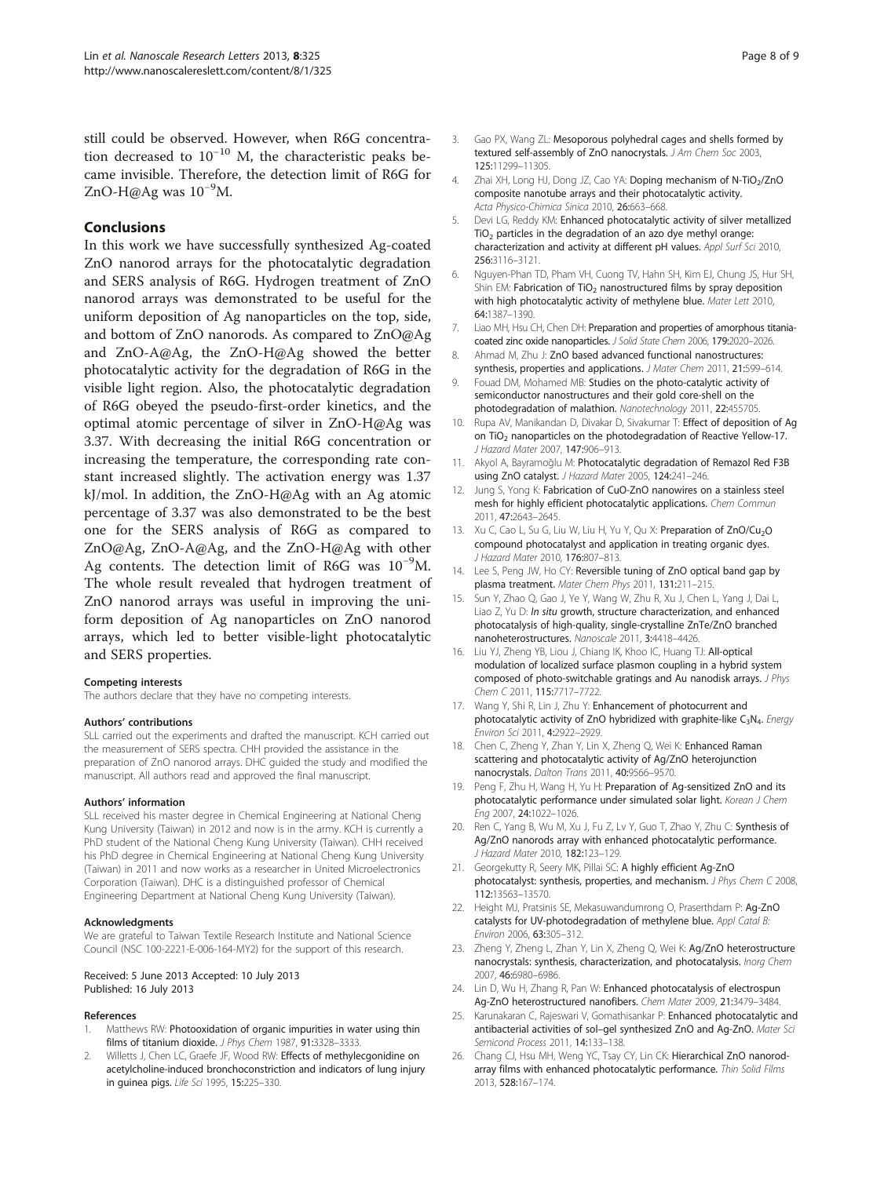still could be observed. However, when R6G concentration decreased to $10^{-10}$ M, the characteristic peaks became invisible. Therefore, the detection limit of R6G for ZnO-H@Ag was $10^{-9}$M.

## Conclusions

In this work we have successfully synthesized Ag-coated ZnO nanorod arrays for the photocatalytic degradation and SERS analysis of R6G. Hydrogen treatment of ZnO nanorod arrays was demonstrated to be useful for the uniform deposition of Ag nanoparticles on the top, side, and bottom of ZnO nanorods. As compared to ZnO@Ag and ZnO-A@Ag, the ZnO-H@Ag showed the better photocatalytic activity for the degradation of R6G in the visible light region. Also, the photocatalytic degradation of R6G obeyed the pseudo-first-order kinetics, and the optimal atomic percentage of silver in ZnO-H@Ag was 3.37. With decreasing the initial R6G concentration or increasing the temperature, the corresponding rate constant increased slightly. The activation energy was 1.37 kJ/mol. In addition, the ZnO-H@Ag with an Ag atomic percentage of 3.37 was also demonstrated to be the best one for the SERS analysis of R6G as compared to ZnO@Ag, ZnO-A@Ag, and the ZnO-H@Ag with other Ag contents. The detection limit of R6G was $10^{-9}$M. The whole result revealed that hydrogen treatment of ZnO nanorod arrays was useful in improving the uniform deposition of Ag nanoparticles on ZnO nanorod arrays, which led to better visible-light photocatalytic and SERS properties.

#### Competing interests

The authors declare that they have no competing interests.

#### Authors' contributions

SLL carried out the experiments and drafted the manuscript. KCH carried out the measurement of SERS spectra. CHH provided the assistance in the preparation of ZnO nanorod arrays. DHC guided the study and modified the manuscript. All authors read and approved the final manuscript.

#### Authors' information

SLL received his master degree in Chemical Engineering at National Cheng Kung University (Taiwan) in 2012 and now is in the army. KCH is currently a PhD student of the National Cheng Kung University (Taiwan). CHH received his PhD degree in Chemical Engineering at National Cheng Kung University (Taiwan) in 2011 and now works as a researcher in United Microelectronics Corporation (Taiwan). DHC is a distinguished professor of Chemical Engineering Department at National Cheng Kung University (Taiwan).

#### Acknowledgments

We are grateful to Taiwan Textile Research Institute and National Science Council (NSC 100-2221-E-006-164-MY2) for the support of this research.

Received: 5 June 2013 Accepted: 10 July 2013
Published: 16 July 2013

#### References

1. Matthews RW: **Photooxidation of organic impurities in water using thin films of titanium dioxide.** *J Phys Chem* 1987, **91**:3328–3333.
2. Willetts J, Chen LC, Graefe JF, Wood RW: **Effects of methylecgonidine on acetylcholine-induced bronchoconstriction and indicators of lung injury in guinea pigs.** *Life Sci* 1995, **15**:225–330.
3. Gao PX, Wang ZL: **Mesoporous polyhedral cages and shells formed by textured self-assembly of ZnO nanocrystals.** *J Am Chem Soc* 2003, **125**:11299–11305.
4. Zhai XH, Long HJ, Dong JZ, Cao YA: **Doping mechanism of N-$TiO_2$/ZnO composite nanotube arrays and their photocatalytic activity.** *Acta Physico-Chimica Sinica* 2010, **26**:663–668.
5. Devi LG, Reddy KM: **Enhanced photocatalytic activity of silver metallized $TiO_2$ particles in the degradation of an azo dye methyl orange: characterization and activity at different pH values.** *Appl Surf Sci* 2010, **256**:3116–3121.
6. Nguyen-Phan TD, Pham VH, Cuong TV, Hahn SH, Kim EJ, Chung JS, Hur SH, Shin EM: **Fabrication of $TiO_2$ nanostructured films by spray deposition with high photocatalytic activity of methylene blue.** *Mater Lett* 2010, **64**:1387–1390.
7. Liao MH, Hsu CH, Chen DH: **Preparation and properties of amorphous titania-coated zinc oxide nanoparticles.** *J Solid State Chem* 2006, **179**:2020–2026.
8. Ahmad M, Zhu J: **ZnO based advanced functional nanostructures: synthesis, properties and applications.** *J Mater Chem* 2011, **21**:599–614.
9. Fouad DM, Mohamed MB: **Studies on the photo-catalytic activity of semiconductor nanostructures and their gold core-shell on the photodegradation of malathion.** *Nanotechnology* 2011, **22**:455705.
10. Rupa AV, Manikandan D, Divakar D, Sivakumar T: **Effect of deposition of Ag on $TiO_2$ nanoparticles on the photodegradation of Reactive Yellow-17.** *J Hazard Mater* 2007, **147**:906–913.
11. Akyol A, Bayramoğlu M: **Photocatalytic degradation of Remazol Red F3B using ZnO catalyst.** *J Hazard Mater* 2005, **124**:241–246.
12. Jung S, Yong K: **Fabrication of CuO-ZnO nanowires on a stainless steel mesh for highly efficient photocatalytic applications.** *Chem Commun* 2011, **47**:2643–2645.
13. Xu C, Cao L, Su G, Liu W, Liu H, Yu Y, Qu X: **Preparation of ZnO/$Cu_2O$ compound photocatalyst and application in treating organic dyes.** *J Hazard Mater* 2010, **176**:807–813.
14. Lee S, Peng JW, Ho CY: **Reversible tuning of ZnO optical band gap by plasma treatment.** *Mater Chem Phys* 2011, **131**:211–215.
15. Sun Y, Zhao Q, Gao J, Ye Y, Wang W, Zhu R, Xu J, Chen L, Yang J, Dai L, Liao Z, Yu D: ***In situ* growth, structure characterization, and enhanced photocatalysis of high-quality, single-crystalline ZnTe/ZnO branched nanoheterostructures.** *Nanoscale* 2011, **3**:4418–4426.
16. Liu YJ, Zheng YB, Liou J, Chiang IK, Khoo IC, Huang TJ: **All-optical modulation of localized surface plasmon coupling in a hybrid system composed of photo-switchable gratings and Au nanodisk arrays.** *J Phys Chem C* 2011, **115**:7717–7722.
17. Wang Y, Shi R, Lin J, Zhu Y: **Enhancement of photocurrent and photocatalytic activity of ZnO hybridized with graphite-like $C_3N_4$.** *Energy Environ Sci* 2011, **4**:2922–2929.
18. Chen C, Zheng Y, Zhan Y, Lin X, Zheng Q, Wei K: **Enhanced Raman scattering and photocatalytic activity of Ag/ZnO heterojunction nanocrystals.** *Dalton Trans* 2011, **40**:9566–9570.
19. Peng F, Zhu H, Wang H, Yu H: **Preparation of Ag-sensitized ZnO and its photocatalytic performance under simulated solar light.** *Korean J Chem Eng* 2007, **24**:1022–1026.
20. Ren C, Yang B, Wu M, Xu J, Fu Z, Lv Y, Guo T, Zhao Y, Zhu C: **Synthesis of Ag/ZnO nanorods array with enhanced photocatalytic performance.** *J Hazard Mater* 2010, **182**:123–129.
21. Georgekutty R, Seery MK, Pillai SC: **A highly efficient Ag-ZnO photocatalyst: synthesis, properties, and mechanism.** *J Phys Chem C* 2008, **112**:13563–13570.
22. Height MJ, Pratsinis SE, Mekasuwandumrong O, Praserthdam P: **Ag-ZnO catalysts for UV-photodegradation of methylene blue.** *Appl Catal B: Environ* 2006, **63**:305–312.
23. Zheng Y, Zheng L, Zhan Y, Lin X, Zheng Q, Wei K: **Ag/ZnO heterostructure nanocrystals: synthesis, characterization, and photocatalysis.** *Inorg Chem* 2007, **46**:6980–6986.
24. Lin D, Wu H, Zhang R, Pan W: **Enhanced photocatalysis of electrospun Ag-ZnO heterostructured nanofibers.** *Chem Mater* 2009, **21**:3479–3484.
25. Karunakaran C, Rajeswari V, Gomathisankar P: **Enhanced photocatalytic and antibacterial activities of sol–gel synthesized ZnO and Ag-ZnO.** *Mater Sci Semicond Process* 2011, **14**:133–138.
26. Chang CJ, Hsu MH, Weng YC, Tsay CY, Lin CK: **Hierarchical ZnO nanorod-array films with enhanced photocatalytic performance.** *Thin Solid Films* 2013, **528**:167–174.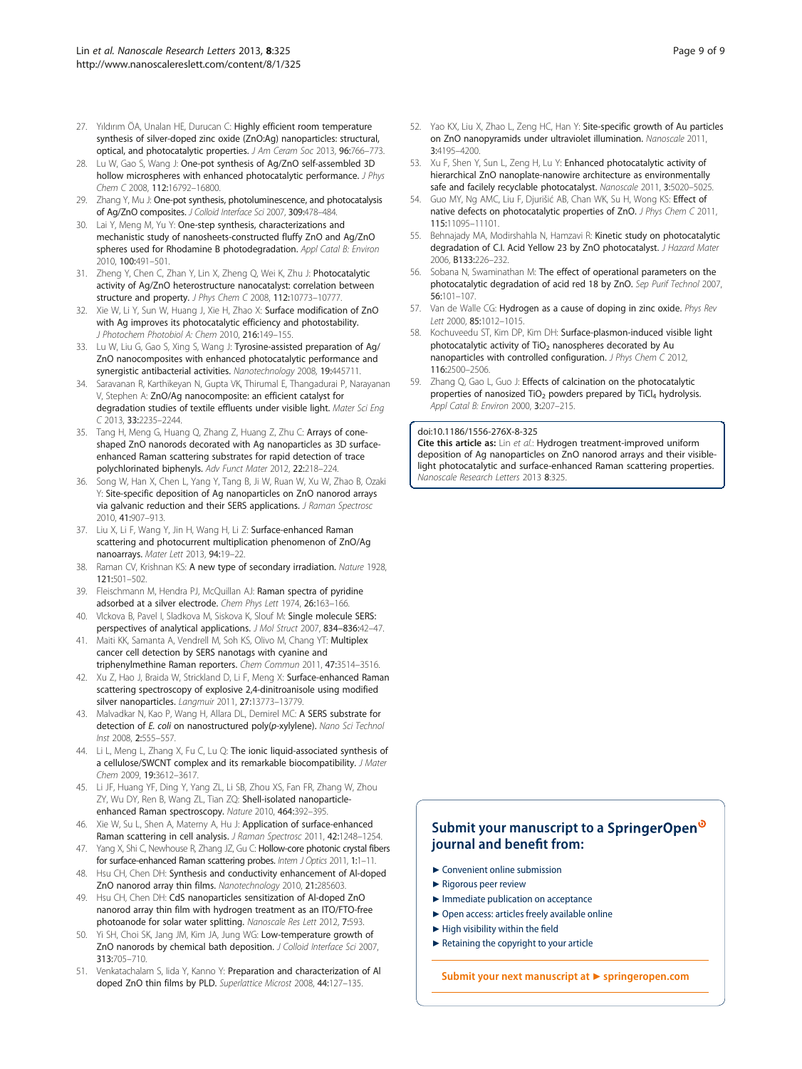27. Yıldırım ÖA, Unalan HE, Durucan C: **Highly efficient room temperature synthesis of silver-doped zinc oxide (ZnO:Ag) nanoparticles: structural, optical, and photocatalytic properties.** *J Am Ceram Soc* 2013, **96:**766–773.
28. Lu W, Gao S, Wang J: **One-pot synthesis of Ag/ZnO self-assembled 3D hollow microspheres with enhanced photocatalytic performance.** *J Phys Chem C* 2008, **112:**16792–16800.
29. Zhang Y, Mu J: **One-pot synthesis, photoluminescence, and photocatalysis of Ag/ZnO composites.** *J Colloid Interface Sci* 2007, **309:**478–484.
30. Lai Y, Meng M, Yu Y: **One-step synthesis, characterizations and mechanistic study of nanosheets-constructed fluffy ZnO and Ag/ZnO spheres used for Rhodamine B photodegradation.** *Appl Catal B: Environ* 2010, **100:**491–501.
31. Zheng Y, Chen C, Zhan Y, Lin X, Zheng Q, Wei K, Zhu J: **Photocatalytic activity of Ag/ZnO heterostructure nanocatalyst: correlation between structure and property.** *J Phys Chem C* 2008, **112:**10773–10777.
32. Xie W, Li Y, Sun W, Huang J, Xie H, Zhao X: **Surface modification of ZnO with Ag improves its photocatalytic efficiency and photostability.** *J Photochem Photobiol A: Chem* 2010, **216:**149–155.
33. Lu W, Liu G, Gao S, Xing S, Wang J: **Tyrosine-assisted preparation of Ag/ZnO nanocomposites with enhanced photocatalytic performance and synergistic antibacterial activities.** *Nanotechnology* 2008, **19:**445711.
34. Saravanan R, Karthikeyan N, Gupta VK, Thirumal E, Thangadurai P, Narayanan V, Stephen A: **ZnO/Ag nanocomposite: an efficient catalyst for degradation studies of textile effluents under visible light.** *Mater Sci Eng C* 2013, **33:**2235–2244.
35. Tang H, Meng G, Huang Q, Zhang Z, Huang Z, Zhu C: **Arrays of cone-shaped ZnO nanorods decorated with Ag nanoparticles as 3D surface-enhanced Raman scattering substrates for rapid detection of trace polychlorinated biphenyls.** *Adv Funct Mater* 2012, **22:**218–224.
36. Song W, Han X, Chen L, Yang Y, Tang B, Ji W, Ruan W, Xu W, Zhao B, Ozaki Y: **Site-specific deposition of Ag nanoparticles on ZnO nanorod arrays via galvanic reduction and their SERS applications.** *J Raman Spectrosc* 2010, **41:**907–913.
37. Liu X, Li F, Wang Y, Jin H, Wang H, Li Z: **Surface-enhanced Raman scattering and photocurrent multiplication phenomenon of ZnO/Ag nanoarrays.** *Mater Lett* 2013, **94:**19–22.
38. Raman CV, Krishnan KS: **A new type of secondary irradiation.** *Nature* 1928, **121:**501–502.
39. Fleischmann M, Hendra PJ, McQuillan AJ: **Raman spectra of pyridine adsorbed at a silver electrode.** *Chem Phys Lett* 1974, **26:**163–166.
40. Vlckova B, Pavel I, Sladkova M, Siskova K, Slouf M: **Single molecule SERS: perspectives of analytical applications.** *J Mol Struct* 2007, **834–836:**42–47.
41. Maiti KK, Samanta A, Vendrell M, Soh KS, Olivo M, Chang YT: **Multiplex cancer cell detection by SERS nanotags with cyanine and triphenylmethine Raman reporters.** *Chem Commun* 2011, **47:**3514–3516.
42. Xu Z, Hao J, Braida W, Strickland D, Li F, Meng X: **Surface-enhanced Raman scattering spectroscopy of explosive 2,4-dinitroanisole using modified silver nanoparticles.** *Langmuir* 2011, **27:**13773–13779.
43. Malvadkar N, Kao P, Wang H, Allara DL, Demirel MC: **A SERS substrate for detection of *E. coli* on nanostructured poly(*p*-xylylene).** *Nano Sci Technol Inst* 2008, **2:**555–557.
44. Li L, Meng L, Zhang X, Fu C, Lu Q: **The ionic liquid-associated synthesis of a cellulose/SWCNT complex and its remarkable biocompatibility.** *J Mater Chem* 2009, **19:**3612–3617.
45. Li JF, Huang YF, Ding Y, Yang ZL, Li SB, Zhou XS, Fan FR, Zhang W, Zhou ZY, Wu DY, Ren B, Wang ZL, Tian ZQ: **Shell-isolated nanoparticle-enhanced Raman spectroscopy.** *Nature* 2010, **464:**392–395.
46. Xie W, Su L, Shen A, Materny A, Hu J: **Application of surface-enhanced Raman scattering in cell analysis.** *J Raman Spectrosc* 2011, **42:**1248–1254.
47. Yang X, Shi C, Newhouse R, Zhang JZ, Gu C: **Hollow-core photonic crystal fibers for surface-enhanced Raman scattering probes.** *Intern J Optics* 2011, **1:**1–11.
48. Hsu CH, Chen DH: **Synthesis and conductivity enhancement of Al-doped ZnO nanorod array thin films.** *Nanotechnology* 2010, **21:**285603.
49. Hsu CH, Chen DH: **CdS nanoparticles sensitization of Al-doped ZnO nanorod array thin film with hydrogen treatment as an ITO/FTO-free photoanode for solar water splitting.** *Nanoscale Res Lett* 2012, **7:**593.
50. Yi SH, Choi SK, Jang JM, Kim JA, Jung WG: **Low-temperature growth of ZnO nanorods by chemical bath deposition.** *J Colloid Interface Sci* 2007, **313:**705–710.
51. Venkatachalam S, Iida Y, Kanno Y: **Preparation and characterization of Al doped ZnO thin films by PLD.** *Superlattice Microst* 2008, **44:**127–135.
52. Yao KX, Liu X, Zhao L, Zeng HC, Han Y: **Site-specific growth of Au particles on ZnO nanopyramids under ultraviolet illumination.** *Nanoscale* 2011, **3:**4195–4200.
53. Xu F, Shen Y, Sun L, Zeng H, Lu Y: **Enhanced photocatalytic activity of hierarchical ZnO nanoplate-nanowire architecture as environmentally safe and facilely recyclable photocatalyst.** *Nanoscale* 2011, **3:**5020–5025.
54. Guo MY, Ng AMC, Liu F, Djurišić AB, Chan WK, Su H, Wong KS: **Effect of native defects on photocatalytic properties of ZnO.** *J Phys Chem C* 2011, **115:**11095–11101.
55. Behnajady MA, Modirshahla N, Hamzavi R: **Kinetic study on photocatalytic degradation of C.I. Acid Yellow 23 by ZnO photocatalyst.** *J Hazard Mater* 2006, **B133:**226–232.
56. Sobana N, Swaminathan M: **The effect of operational parameters on the photocatalytic degradation of acid red 18 by ZnO.** *Sep Purif Technol* 2007, **56:**101–107.
57. Van de Walle CG: **Hydrogen as a cause of doping in zinc oxide.** *Phys Rev Lett* 2000, **85:**1012–1015.
58. Kochuveedu ST, Kim DP, Kim DH: **Surface-plasmon-induced visible light photocatalytic activity of $TiO_2$ nanospheres decorated by Au nanoparticles with controlled configuration.** *J Phys Chem C* 2012, **116:**2500–2506.
59. Zhang Q, Gao L, Guo J: **Effects of calcination on the photocatalytic properties of nanosized $TiO_2$ powders prepared by $TiCl_4$ hydrolysis.** *Appl Catal B: Environ* 2000, **3:**207–215.

doi:10.1186/1556-276X-8-325
**Cite this article as:** Lin *et al.*: Hydrogen treatment-improved uniform deposition of Ag nanoparticles on ZnO nanorod arrays and their visible-light photocatalytic and surface-enhanced Raman scattering properties. *Nanoscale Research Letters* 2013 **8**:325.

**Submit your manuscript to a SpringerOpen journal and benefit from:**

- ► Convenient online submission
- ► Rigorous peer review
- ► Immediate publication on acceptance
- ► Open access: articles freely available online
- ► High visibility within the field
- ► Retaining the copyright to your article

**Submit your next manuscript at ► springeropen.com**